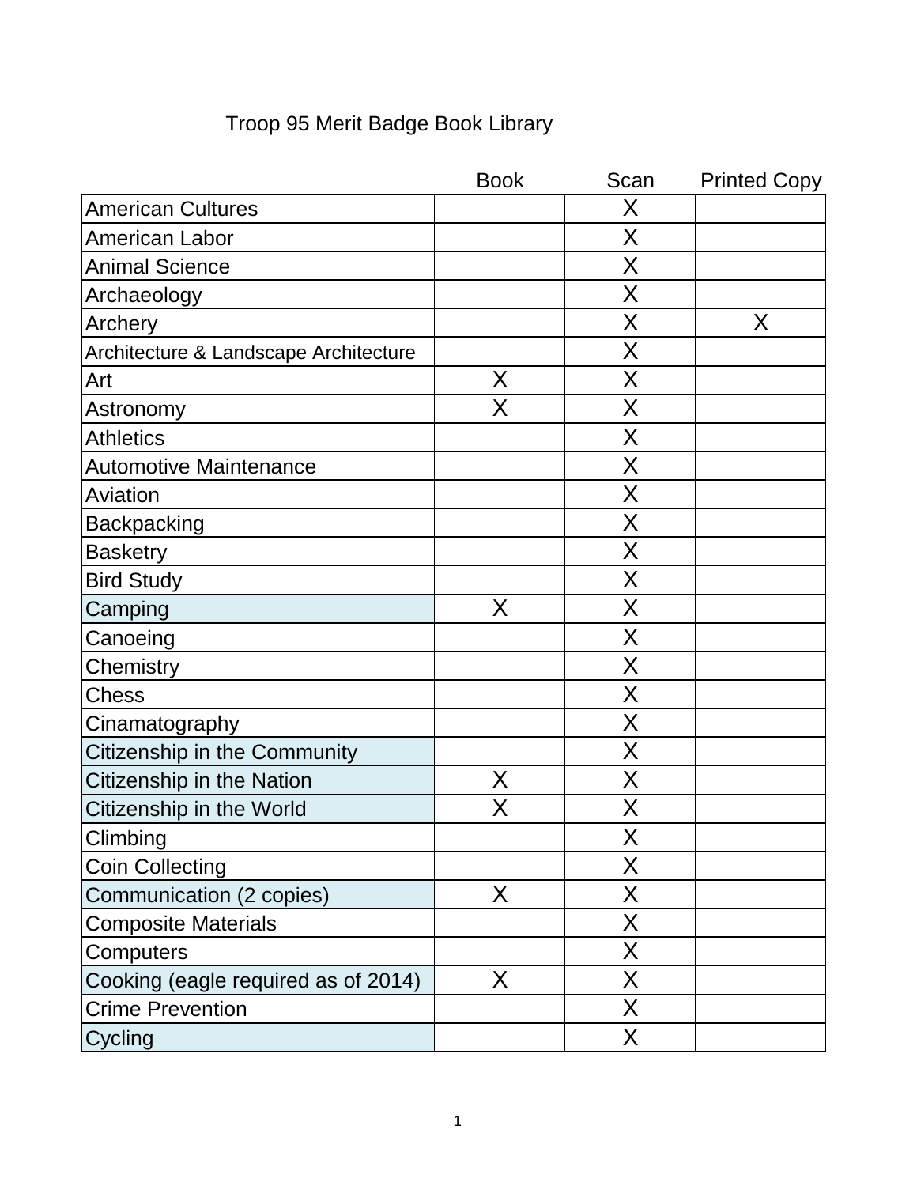Troop 95 Merit Badge Book Library

| | Book | Scan | Printed Copy |
|---|---|---|---|
| American Cultures | | X | |
| American Labor | | X | |
| Animal Science | | X | |
| Archaeology | | X | |
| Archery | | X | X |
| Architecture & Landscape Architecture | | X | |
| Art | X | X | |
| Astronomy | X | X | |
| Athletics | | X | |
| Automotive Maintenance | | X | |
| Aviation | | X | |
| Backpacking | | X | |
| Basketry | | X | |
| Bird Study | | X | |
| Camping | X | X | |
| Canoeing | | X | |
| Chemistry | | X | |
| Chess | | X | |
| Cinamatography | | X | |
| Citizenship in the Community | | X | |
| Citizenship in the Nation | X | X | |
| Citizenship in the World | X | X | |
| Climbing | | X | |
| Coin Collecting | | X | |
| Communication (2 copies) | X | X | |
| Composite Materials | | X | |
| Computers | | X | |
| Cooking (eagle required as of 2014) | X | X | |
| Crime Prevention | | X | |
| Cycling | | X | |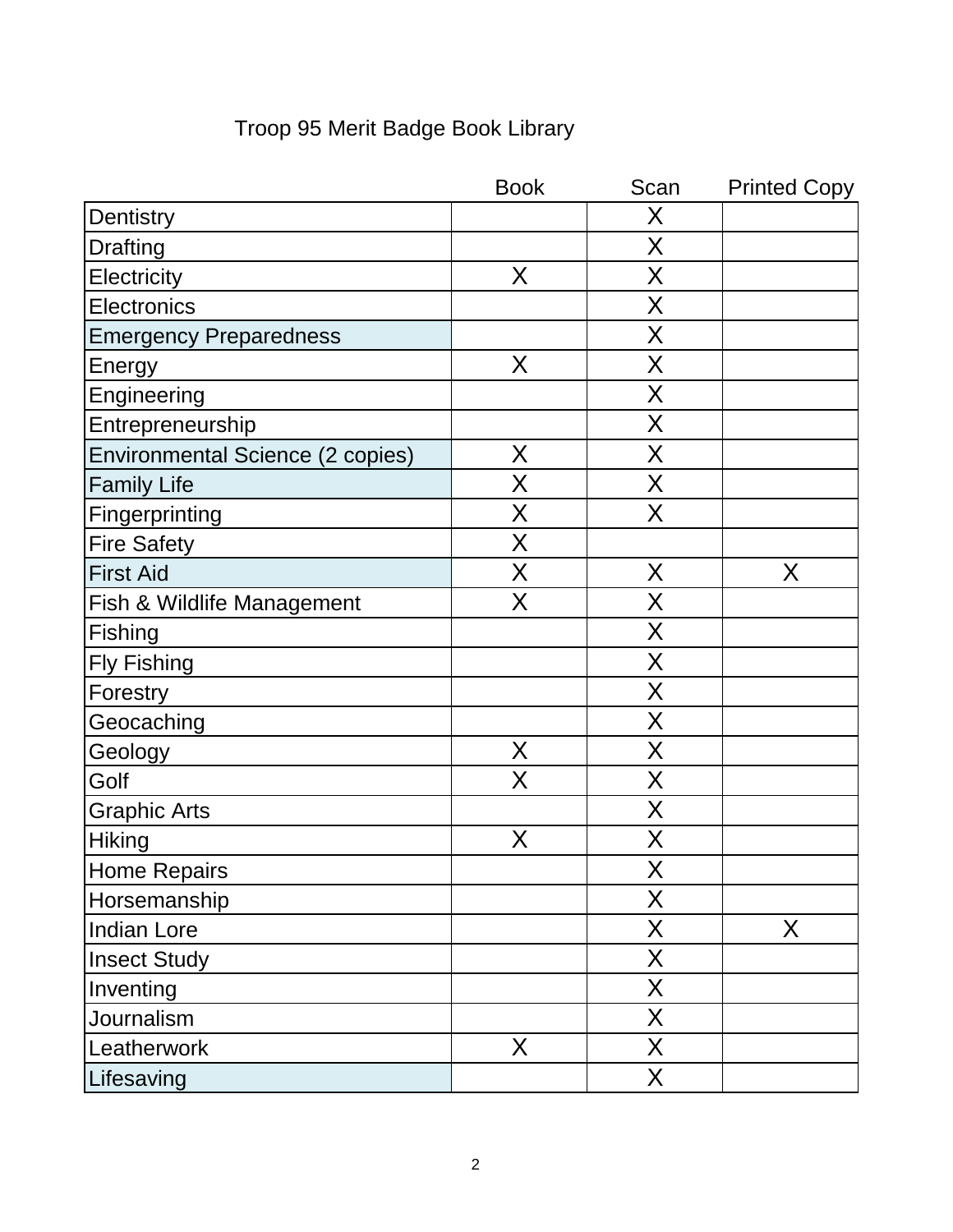Troop 95 Merit Badge Book Library

| | Book | Scan | Printed Copy |
|---|---|---|---|
| Dentistry | | X | |
| Drafting | | X | |
| Electricity | X | X | |
| Electronics | | X | |
| Emergency Preparedness | | X | |
| Energy | X | X | |
| Engineering | | X | |
| Entrepreneurship | | X | |
| Environmental Science (2 copies) | X | X | |
| Family Life | X | X | |
| Fingerprinting | X | X | |
| Fire Safety | X | | |
| First Aid | X | X | X |
| Fish & Wildlife Management | X | X | |
| Fishing | | X | |
| Fly Fishing | | X | |
| Forestry | | X | |
| Geocaching | | X | |
| Geology | X | X | |
| Golf | X | X | |
| Graphic Arts | | X | |
| Hiking | X | X | |
| Home Repairs | | X | |
| Horsemanship | | X | |
| Indian Lore | | X | X |
| Insect Study | | X | |
| Inventing | | X | |
| Journalism | | X | |
| Leatherwork | X | X | |
| Lifesaving | | X | |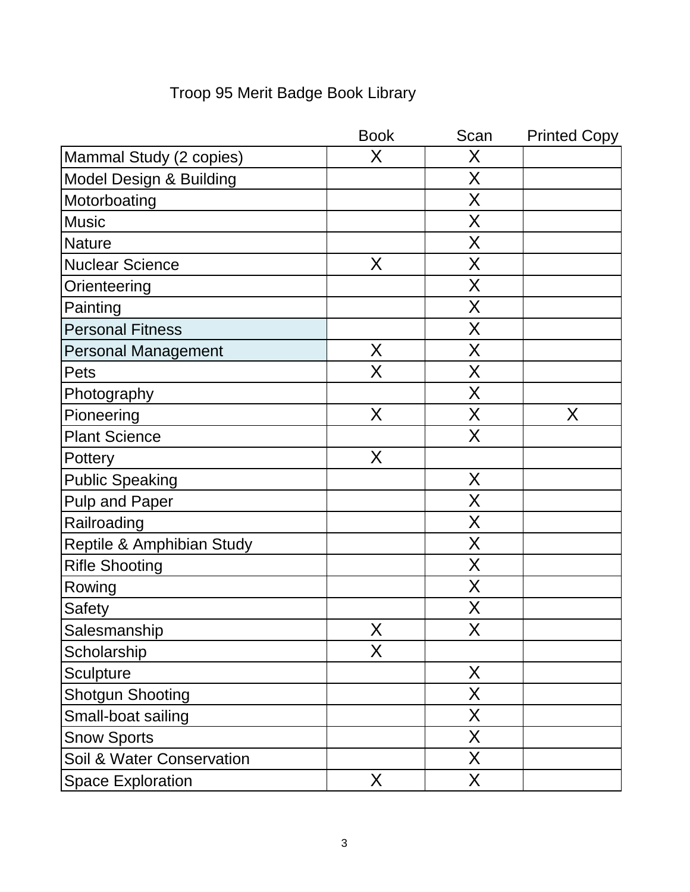Troop 95 Merit Badge Book Library

| | Book | Scan | Printed Copy |
|---|---|---|---|
| Mammal Study (2 copies) | X | X | |
| Model Design & Building | | X | |
| Motorboating | | X | |
| Music | | X | |
| Nature | | X | |
| Nuclear Science | X | X | |
| Orienteering | | X | |
| Painting | | X | |
| Personal Fitness | | X | |
| Personal Management | X | X | |
| Pets | X | X | |
| Photography | | X | |
| Pioneering | X | X | X |
| Plant Science | | X | |
| Pottery | X | | |
| Public Speaking | | X | |
| Pulp and Paper | | X | |
| Railroading | | X | |
| Reptile & Amphibian Study | | X | |
| Rifle Shooting | | X | |
| Rowing | | X | |
| Safety | | X | |
| Salesmanship | X | X | |
| Scholarship | X | | |
| Sculpture | | X | |
| Shotgun Shooting | | X | |
| Small-boat sailing | | X | |
| Snow Sports | | X | |
| Soil & Water Conservation | | X | |
| Space Exploration | X | X | |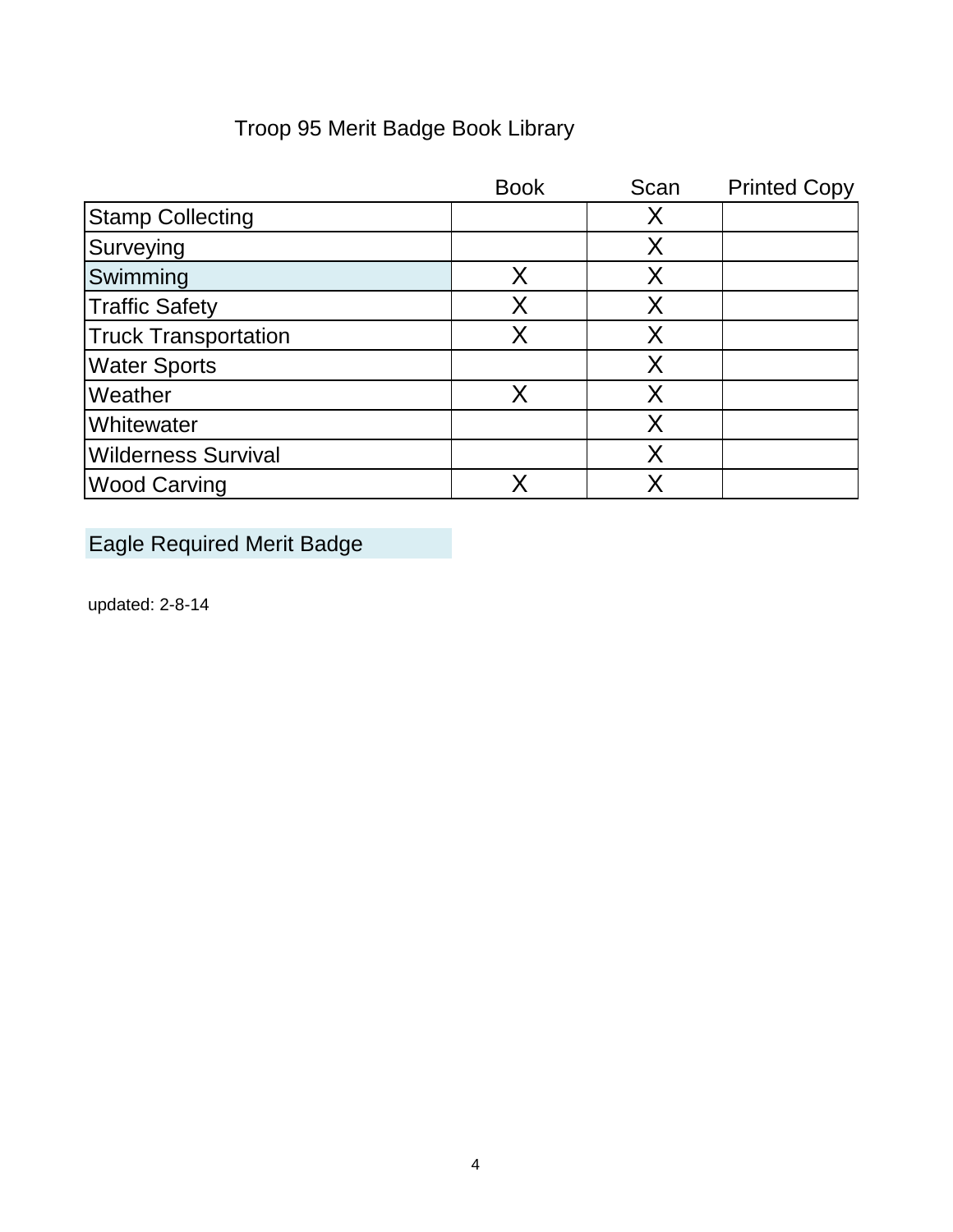# Troop 95 Merit Badge Book Library

| | Book | Scan | Printed Copy |
|---|---|---|---|
| Stamp Collecting | | X | |
| Surveying | | X | |
| Swimming | X | X | |
| Traffic Safety | X | X | |
| Truck Transportation | X | X | |
| Water Sports | | X | |
| Weather | X | X | |
| Whitewater | | X | |
| Wilderness Survival | | X | |
| Wood Carving | X | X | |

Eagle Required Merit Badge

updated: 2-8-14